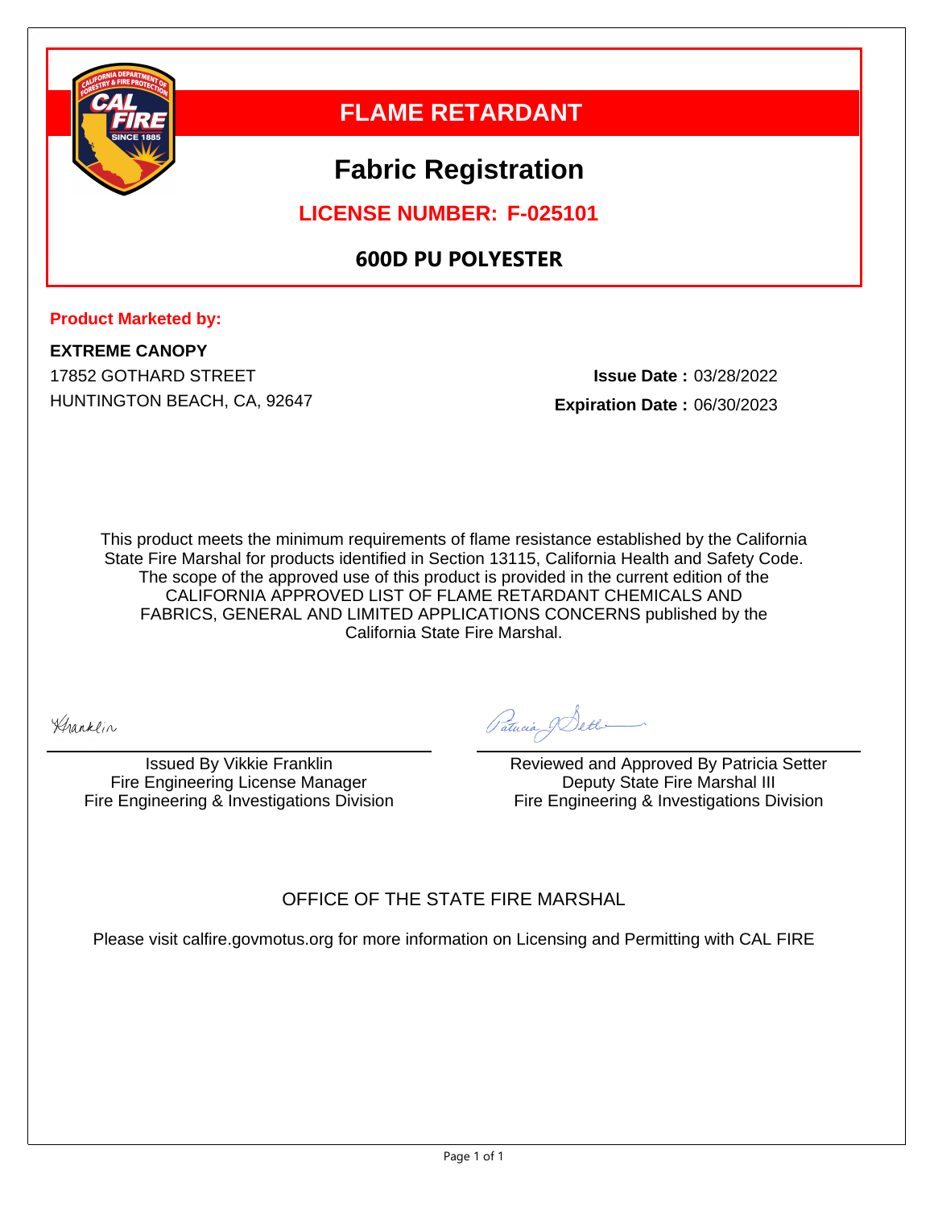# FLAME RETARDANT

## Fabric Registration

### LICENSE NUMBER: F-025101

### 600D PU POLYESTER

**Product Marketed by:**

**EXTREME CANOPY**
17852 GOTHARD STREET
HUNTINGTON BEACH, CA, 92647

**Issue Date :** 03/28/2022
**Expiration Date :** 06/30/2023

This product meets the minimum requirements of flame resistance established by the California State Fire Marshal for products identified in Section 13115, California Health and Safety Code. The scope of the approved use of this product is provided in the current edition of the CALIFORNIA APPROVED LIST OF FLAME RETARDANT CHEMICALS AND FABRICS, GENERAL AND LIMITED APPLICATIONS CONCERNS published by the California State Fire Marshal.

Franklin

Issued By Vikkie Franklin
Fire Engineering License Manager
Fire Engineering & Investigations Division

Patricia J Setter

Reviewed and Approved By Patricia Setter
Deputy State Fire Marshal III
Fire Engineering & Investigations Division

OFFICE OF THE STATE FIRE MARSHAL

Please visit calfire.govmotus.org for more information on Licensing and Permitting with CAL FIRE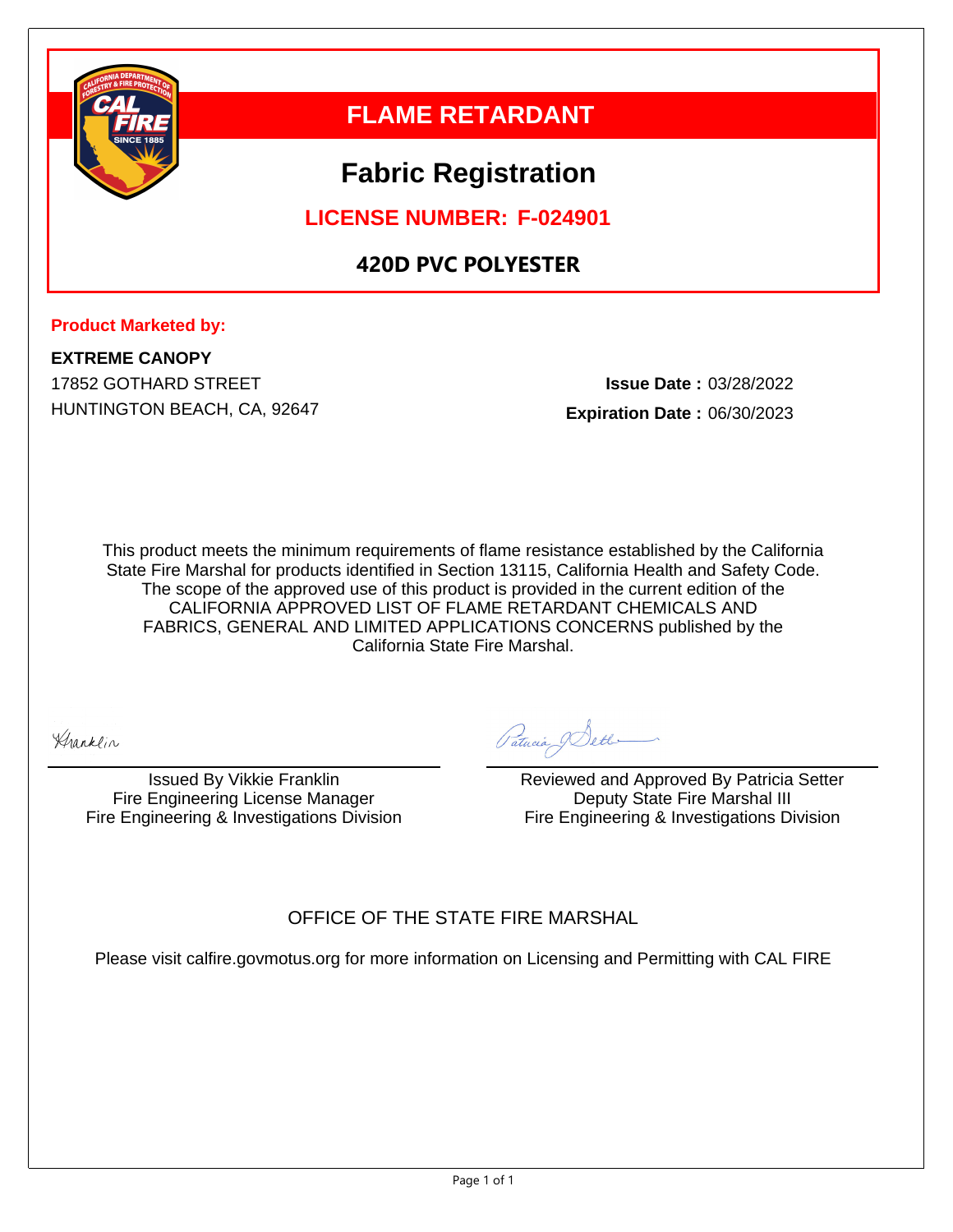# FLAME RETARDANT

## Fabric Registration

**LICENSE NUMBER: F-024901**

**420D PVC POLYESTER**

**Product Marketed by:**

**EXTREME CANOPY**
17852 GOTHARD STREET
HUNTINGTON BEACH, CA, 92647

**Issue Date :** 03/28/2022
**Expiration Date :** 06/30/2023

This product meets the minimum requirements of flame resistance established by the California State Fire Marshal for products identified in Section 13115, California Health and Safety Code. The scope of the approved use of this product is provided in the current edition of the CALIFORNIA APPROVED LIST OF FLAME RETARDANT CHEMICALS AND FABRICS, GENERAL AND LIMITED APPLICATIONS CONCERNS published by the California State Fire Marshal.

Issued By Vikkie Franklin
Fire Engineering License Manager
Fire Engineering & Investigations Division

Reviewed and Approved By Patricia Setter
Deputy State Fire Marshal III
Fire Engineering & Investigations Division

OFFICE OF THE STATE FIRE MARSHAL

Please visit calfire.govmotus.org for more information on Licensing and Permitting with CAL FIRE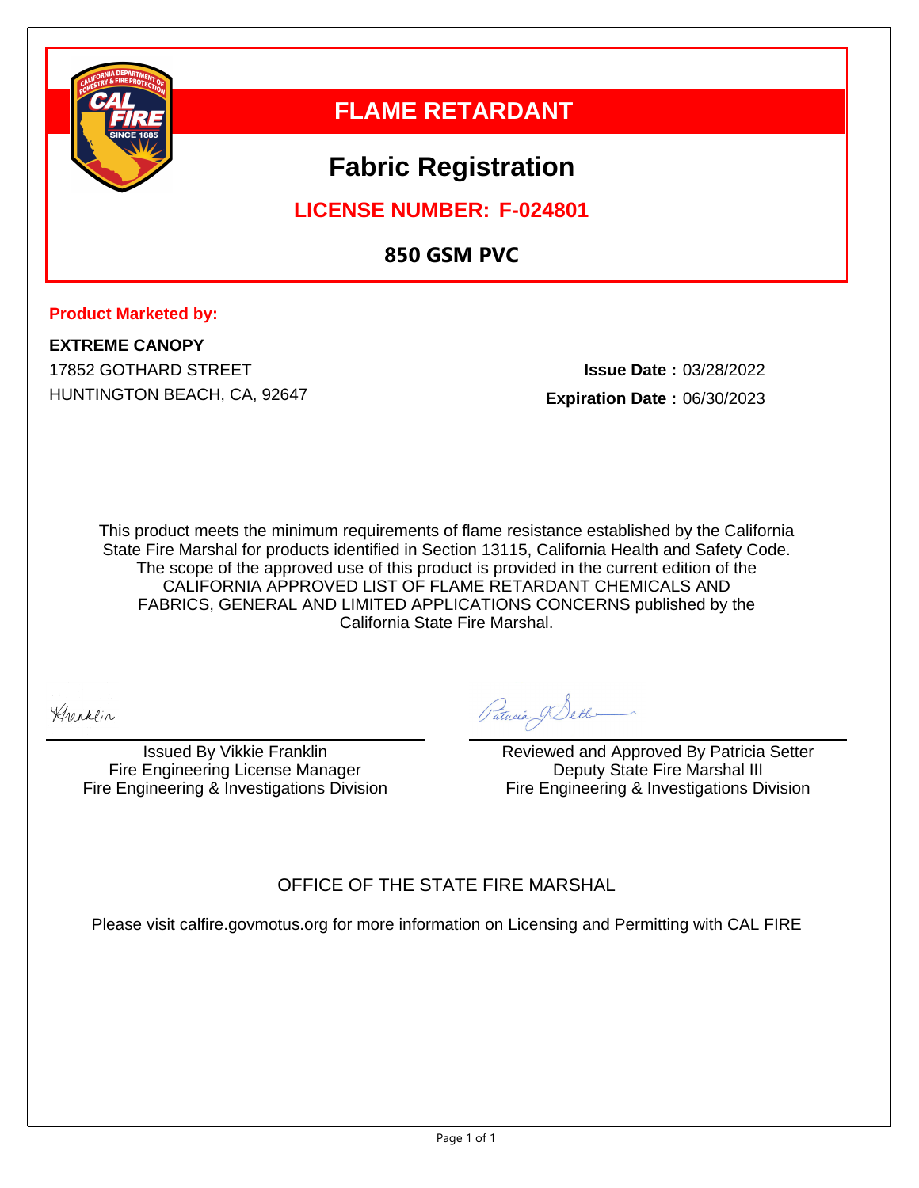# FLAME RETARDANT

## Fabric Registration

**LICENSE NUMBER: F-024801**

**850 GSM PVC**

**Product Marketed by:**

**EXTREME CANOPY**
17852 GOTHARD STREET
HUNTINGTON BEACH, CA, 92647

**Issue Date :** 03/28/2022
**Expiration Date :** 06/30/2023

This product meets the minimum requirements of flame resistance established by the California State Fire Marshal for products identified in Section 13115, California Health and Safety Code. The scope of the approved use of this product is provided in the current edition of the CALIFORNIA APPROVED LIST OF FLAME RETARDANT CHEMICALS AND FABRICS, GENERAL AND LIMITED APPLICATIONS CONCERNS published by the California State Fire Marshal.

Franklin

Issued By Vikkie Franklin
Fire Engineering License Manager
Fire Engineering & Investigations Division

Patricia J Setter

Reviewed and Approved By Patricia Setter
Deputy State Fire Marshal III
Fire Engineering & Investigations Division

OFFICE OF THE STATE FIRE MARSHAL

Please visit calfire.govmotus.org for more information on Licensing and Permitting with CAL FIRE